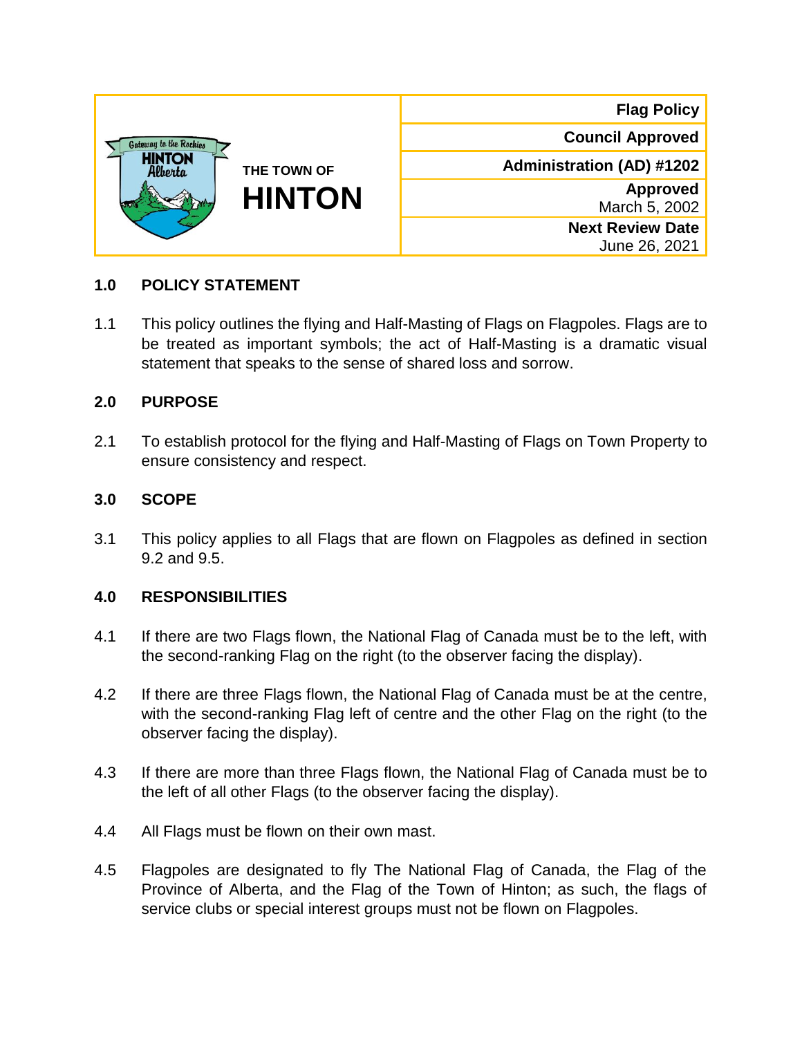| THE TOWN OF **HINTON** | **Flag Policy** |
| --- | --- |
| | **Council Approved** |
| | **Administration (AD) #1202** |
| | **Approved** March 5, 2002 |
| | **Next Review Date** June 26, 2021 |

## 1.0 POLICY STATEMENT

1.1 This policy outlines the flying and Half-Masting of Flags on Flagpoles. Flags are to be treated as important symbols; the act of Half-Masting is a dramatic visual statement that speaks to the sense of shared loss and sorrow.

## 2.0 PURPOSE

2.1 To establish protocol for the flying and Half-Masting of Flags on Town Property to ensure consistency and respect.

## 3.0 SCOPE

3.1 This policy applies to all Flags that are flown on Flagpoles as defined in section 9.2 and 9.5.

## 4.0 RESPONSIBILITIES

4.1 If there are two Flags flown, the National Flag of Canada must be to the left, with the second-ranking Flag on the right (to the observer facing the display).

4.2 If there are three Flags flown, the National Flag of Canada must be at the centre, with the second-ranking Flag left of centre and the other Flag on the right (to the observer facing the display).

4.3 If there are more than three Flags flown, the National Flag of Canada must be to the left of all other Flags (to the observer facing the display).

4.4 All Flags must be flown on their own mast.

4.5 Flagpoles are designated to fly The National Flag of Canada, the Flag of the Province of Alberta, and the Flag of the Town of Hinton; as such, the flags of service clubs or special interest groups must not be flown on Flagpoles.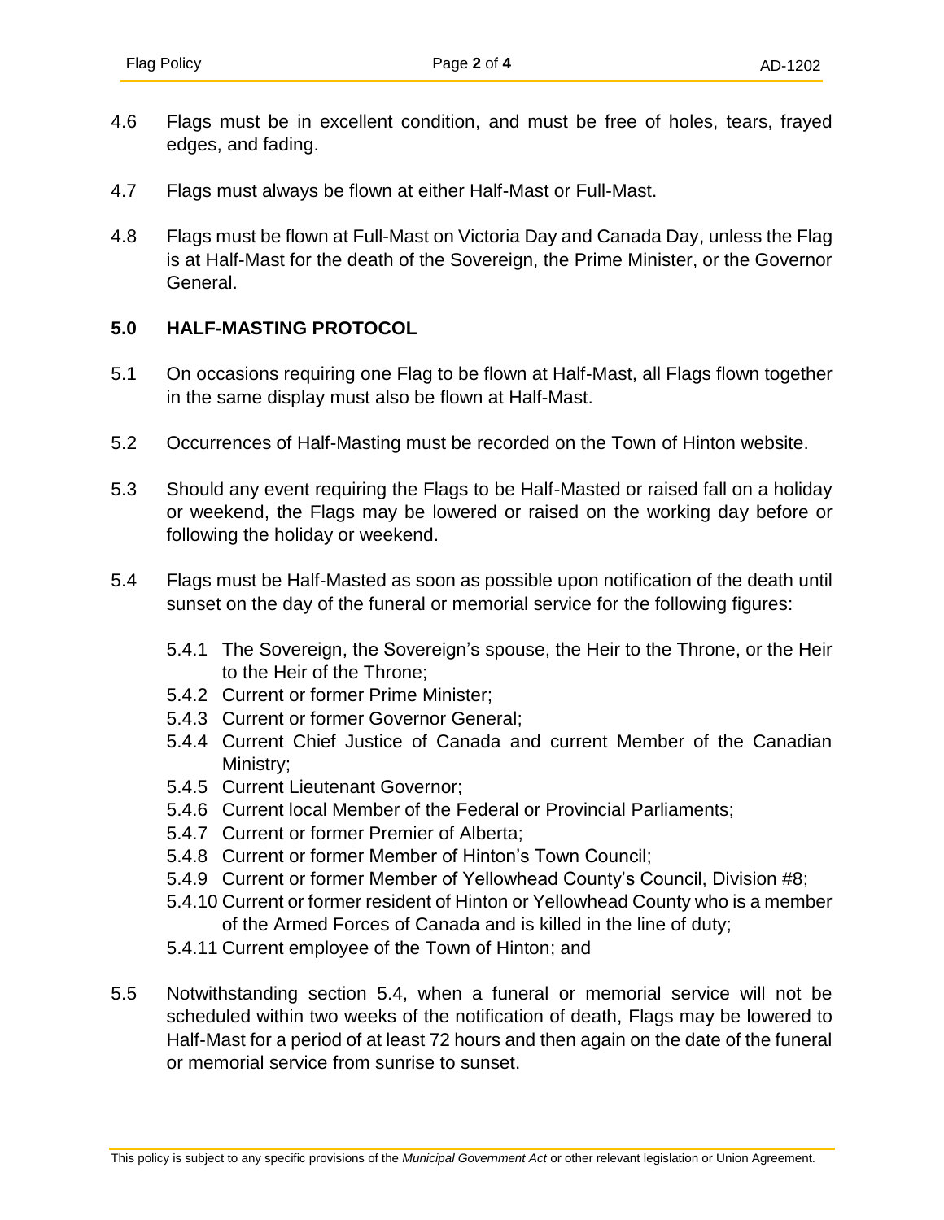4.6 Flags must be in excellent condition, and must be free of holes, tears, frayed edges, and fading.

4.7 Flags must always be flown at either Half-Mast or Full-Mast.

4.8 Flags must be flown at Full-Mast on Victoria Day and Canada Day, unless the Flag is at Half-Mast for the death of the Sovereign, the Prime Minister, or the Governor General.

## 5.0 HALF-MASTING PROTOCOL

5.1 On occasions requiring one Flag to be flown at Half-Mast, all Flags flown together in the same display must also be flown at Half-Mast.

5.2 Occurrences of Half-Masting must be recorded on the Town of Hinton website.

5.3 Should any event requiring the Flags to be Half-Masted or raised fall on a holiday or weekend, the Flags may be lowered or raised on the working day before or following the holiday or weekend.

5.4 Flags must be Half-Masted as soon as possible upon notification of the death until sunset on the day of the funeral or memorial service for the following figures:

- 5.4.1 The Sovereign, the Sovereign's spouse, the Heir to the Throne, or the Heir to the Heir of the Throne;
- 5.4.2 Current or former Prime Minister;
- 5.4.3 Current or former Governor General;
- 5.4.4 Current Chief Justice of Canada and current Member of the Canadian Ministry;
- 5.4.5 Current Lieutenant Governor;
- 5.4.6 Current local Member of the Federal or Provincial Parliaments;
- 5.4.7 Current or former Premier of Alberta;
- 5.4.8 Current or former Member of Hinton's Town Council;
- 5.4.9 Current or former Member of Yellowhead County's Council, Division #8;
- 5.4.10 Current or former resident of Hinton or Yellowhead County who is a member of the Armed Forces of Canada and is killed in the line of duty;
- 5.4.11 Current employee of the Town of Hinton; and

5.5 Notwithstanding section 5.4, when a funeral or memorial service will not be scheduled within two weeks of the notification of death, Flags may be lowered to Half-Mast for a period of at least 72 hours and then again on the date of the funeral or memorial service from sunrise to sunset.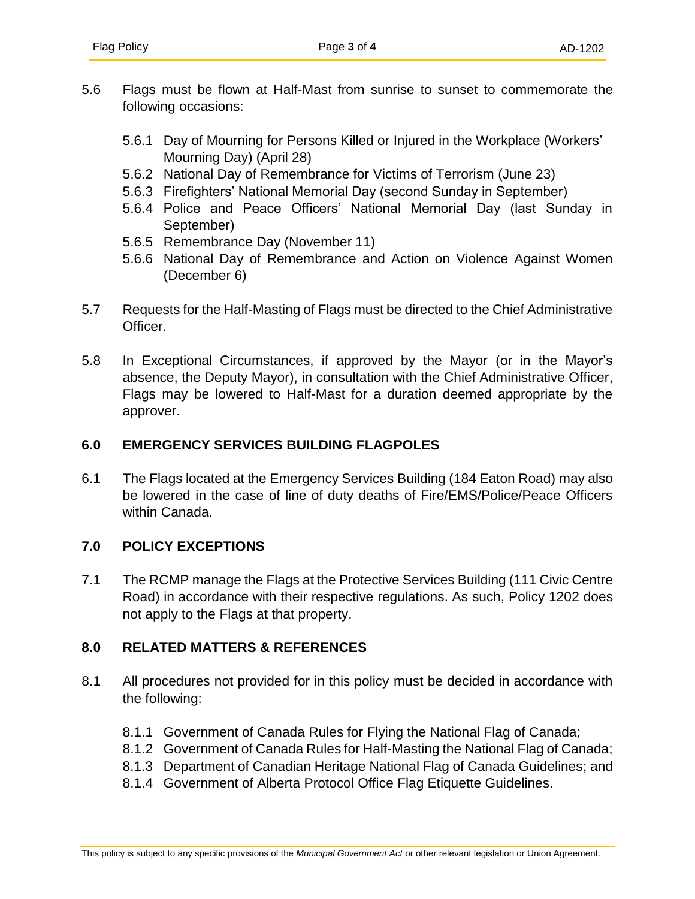5.6 Flags must be flown at Half-Mast from sunrise to sunset to commemorate the following occasions:

- 5.6.1 Day of Mourning for Persons Killed or Injured in the Workplace (Workers' Mourning Day) (April 28)
- 5.6.2 National Day of Remembrance for Victims of Terrorism (June 23)
- 5.6.3 Firefighters' National Memorial Day (second Sunday in September)
- 5.6.4 Police and Peace Officers' National Memorial Day (last Sunday in September)
- 5.6.5 Remembrance Day (November 11)
- 5.6.6 National Day of Remembrance and Action on Violence Against Women (December 6)

5.7 Requests for the Half-Masting of Flags must be directed to the Chief Administrative Officer.

5.8 In Exceptional Circumstances, if approved by the Mayor (or in the Mayor's absence, the Deputy Mayor), in consultation with the Chief Administrative Officer, Flags may be lowered to Half-Mast for a duration deemed appropriate by the approver.

## 6.0 EMERGENCY SERVICES BUILDING FLAGPOLES

6.1 The Flags located at the Emergency Services Building (184 Eaton Road) may also be lowered in the case of line of duty deaths of Fire/EMS/Police/Peace Officers within Canada.

## 7.0 POLICY EXCEPTIONS

7.1 The RCMP manage the Flags at the Protective Services Building (111 Civic Centre Road) in accordance with their respective regulations. As such, Policy 1202 does not apply to the Flags at that property.

## 8.0 RELATED MATTERS & REFERENCES

8.1 All procedures not provided for in this policy must be decided in accordance with the following:

- 8.1.1 Government of Canada Rules for Flying the National Flag of Canada;
- 8.1.2 Government of Canada Rules for Half-Masting the National Flag of Canada;
- 8.1.3 Department of Canadian Heritage National Flag of Canada Guidelines; and
- 8.1.4 Government of Alberta Protocol Office Flag Etiquette Guidelines.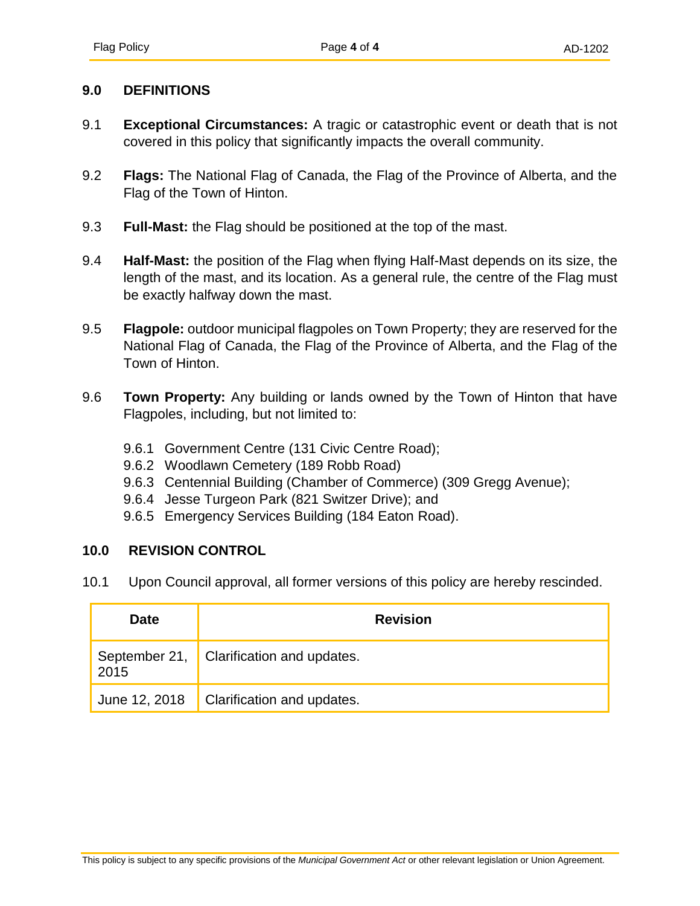## 9.0 DEFINITIONS

9.1 **Exceptional Circumstances:** A tragic or catastrophic event or death that is not covered in this policy that significantly impacts the overall community.

9.2 **Flags:** The National Flag of Canada, the Flag of the Province of Alberta, and the Flag of the Town of Hinton.

9.3 **Full-Mast:** the Flag should be positioned at the top of the mast.

9.4 **Half-Mast:** the position of the Flag when flying Half-Mast depends on its size, the length of the mast, and its location. As a general rule, the centre of the Flag must be exactly halfway down the mast.

9.5 **Flagpole:** outdoor municipal flagpoles on Town Property; they are reserved for the National Flag of Canada, the Flag of the Province of Alberta, and the Flag of the Town of Hinton.

9.6 **Town Property:** Any building or lands owned by the Town of Hinton that have Flagpoles, including, but not limited to:

- 9.6.1 Government Centre (131 Civic Centre Road);
- 9.6.2 Woodlawn Cemetery (189 Robb Road)
- 9.6.3 Centennial Building (Chamber of Commerce) (309 Gregg Avenue);
- 9.6.4 Jesse Turgeon Park (821 Switzer Drive); and
- 9.6.5 Emergency Services Building (184 Eaton Road).

## 10.0 REVISION CONTROL

10.1 Upon Council approval, all former versions of this policy are hereby rescinded.

| Date | Revision |
|---|---|
| September 21, 2015 | Clarification and updates. |
| June 12, 2018 | Clarification and updates. |

This policy is subject to any specific provisions of the *Municipal Government Act* or other relevant legislation or Union Agreement.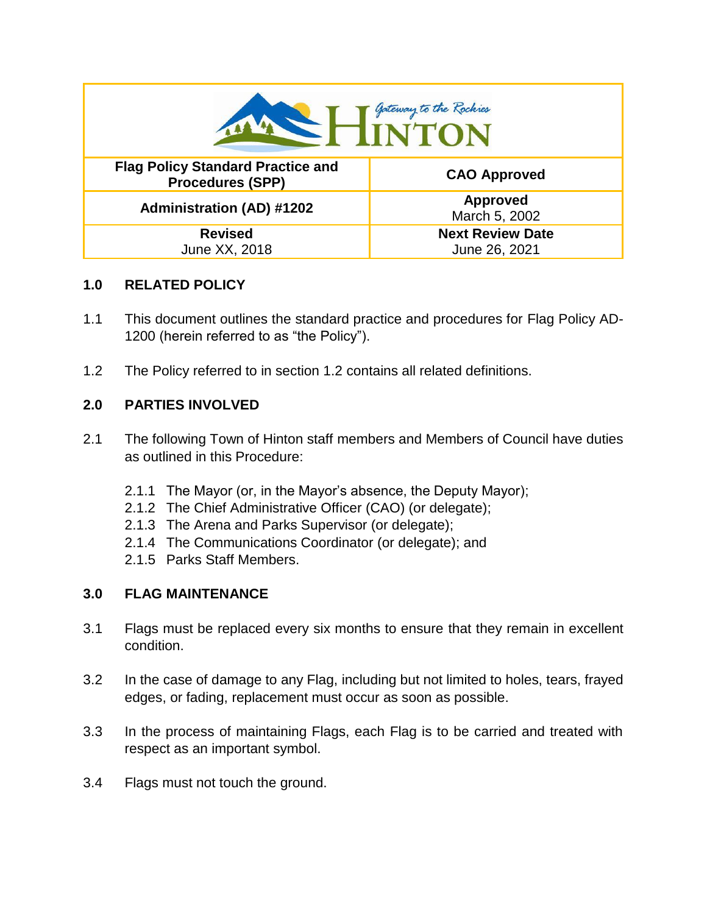| Flag Policy Standard Practice and Procedures (SPP) | CAO Approved |
|---|---|
| Administration (AD) #1202 | **Approved** March 5, 2002 |
| **Revised** June XX, 2018 | **Next Review Date** June 26, 2021 |

## 1.0 RELATED POLICY

1.1 This document outlines the standard practice and procedures for Flag Policy AD-1200 (herein referred to as "the Policy").

1.2 The Policy referred to in section 1.2 contains all related definitions.

## 2.0 PARTIES INVOLVED

2.1 The following Town of Hinton staff members and Members of Council have duties as outlined in this Procedure:

- 2.1.1 The Mayor (or, in the Mayor's absence, the Deputy Mayor);
- 2.1.2 The Chief Administrative Officer (CAO) (or delegate);
- 2.1.3 The Arena and Parks Supervisor (or delegate);
- 2.1.4 The Communications Coordinator (or delegate); and
- 2.1.5 Parks Staff Members.

## 3.0 FLAG MAINTENANCE

3.1 Flags must be replaced every six months to ensure that they remain in excellent condition.

3.2 In the case of damage to any Flag, including but not limited to holes, tears, frayed edges, or fading, replacement must occur as soon as possible.

3.3 In the process of maintaining Flags, each Flag is to be carried and treated with respect as an important symbol.

3.4 Flags must not touch the ground.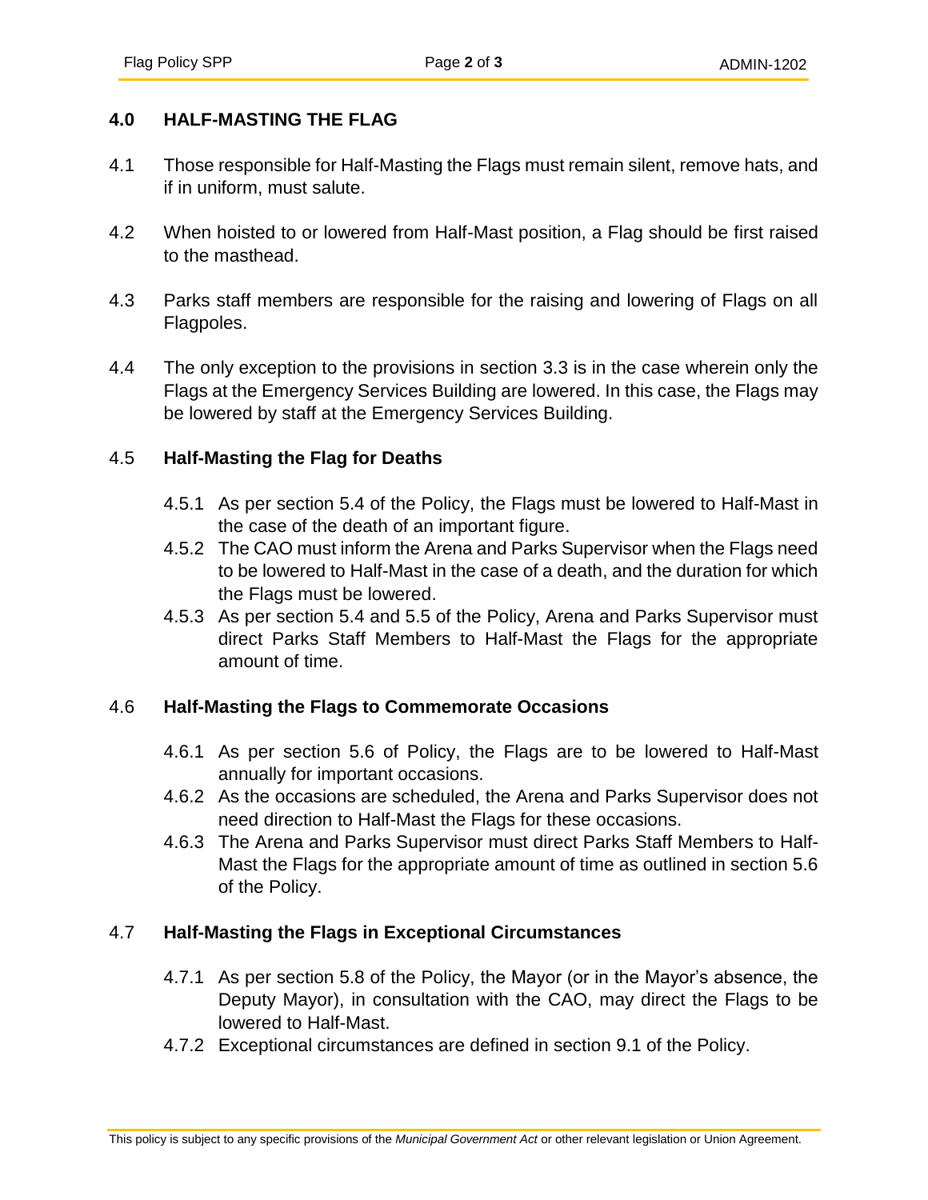## 4.0 HALF-MASTING THE FLAG

4.1 Those responsible for Half-Masting the Flags must remain silent, remove hats, and if in uniform, must salute.

4.2 When hoisted to or lowered from Half-Mast position, a Flag should be first raised to the masthead.

4.3 Parks staff members are responsible for the raising and lowering of Flags on all Flagpoles.

4.4 The only exception to the provisions in section 3.3 is in the case wherein only the Flags at the Emergency Services Building are lowered. In this case, the Flags may be lowered by staff at the Emergency Services Building.

### 4.5 Half-Masting the Flag for Deaths

4.5.1 As per section 5.4 of the Policy, the Flags must be lowered to Half-Mast in the case of the death of an important figure.

4.5.2 The CAO must inform the Arena and Parks Supervisor when the Flags need to be lowered to Half-Mast in the case of a death, and the duration for which the Flags must be lowered.

4.5.3 As per section 5.4 and 5.5 of the Policy, Arena and Parks Supervisor must direct Parks Staff Members to Half-Mast the Flags for the appropriate amount of time.

### 4.6 Half-Masting the Flags to Commemorate Occasions

4.6.1 As per section 5.6 of Policy, the Flags are to be lowered to Half-Mast annually for important occasions.

4.6.2 As the occasions are scheduled, the Arena and Parks Supervisor does not need direction to Half-Mast the Flags for these occasions.

4.6.3 The Arena and Parks Supervisor must direct Parks Staff Members to Half-Mast the Flags for the appropriate amount of time as outlined in section 5.6 of the Policy.

### 4.7 Half-Masting the Flags in Exceptional Circumstances

4.7.1 As per section 5.8 of the Policy, the Mayor (or in the Mayor's absence, the Deputy Mayor), in consultation with the CAO, may direct the Flags to be lowered to Half-Mast.

4.7.2 Exceptional circumstances are defined in section 9.1 of the Policy.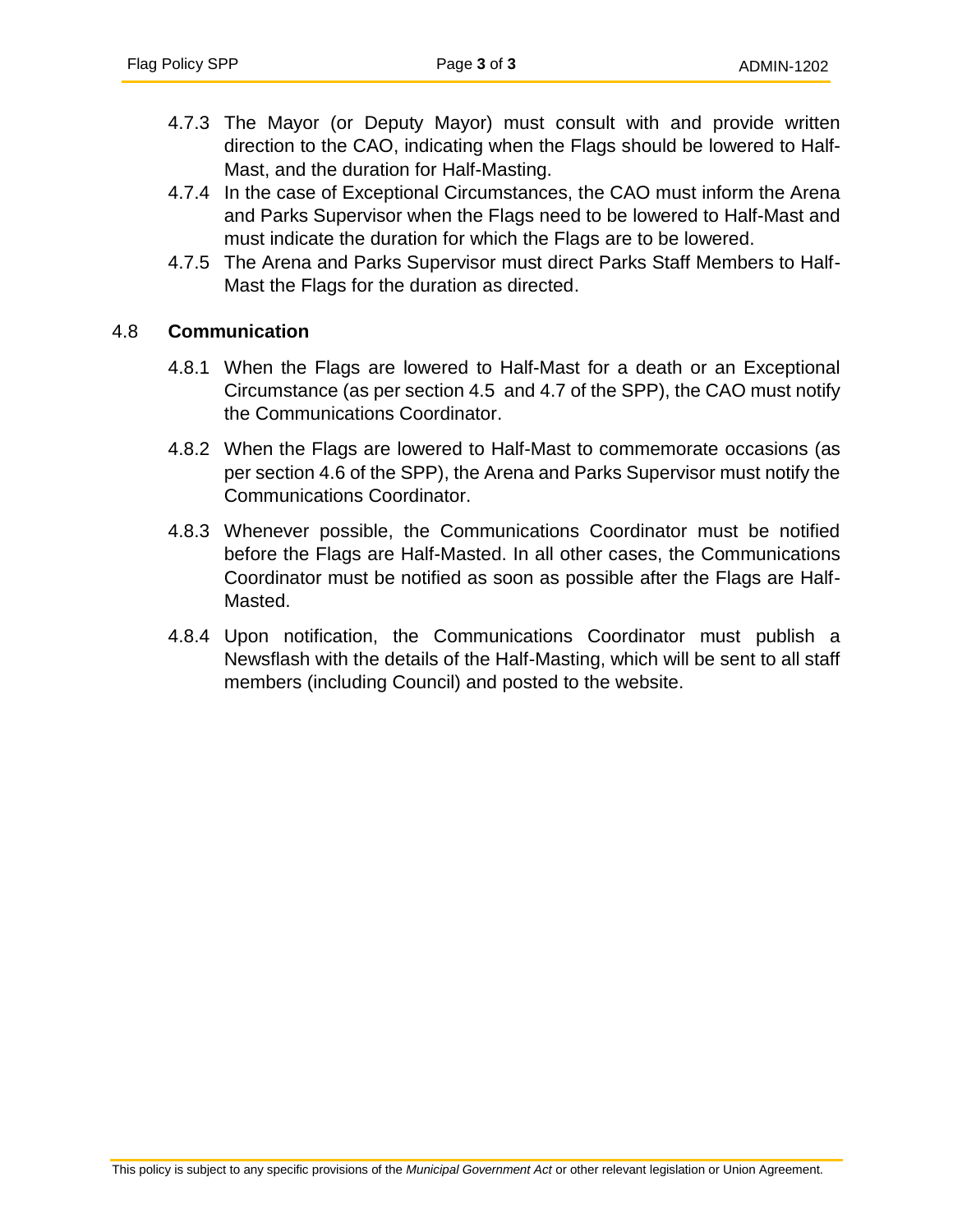4.7.3 The Mayor (or Deputy Mayor) must consult with and provide written direction to the CAO, indicating when the Flags should be lowered to Half-Mast, and the duration for Half-Masting.

4.7.4 In the case of Exceptional Circumstances, the CAO must inform the Arena and Parks Supervisor when the Flags need to be lowered to Half-Mast and must indicate the duration for which the Flags are to be lowered.

4.7.5 The Arena and Parks Supervisor must direct Parks Staff Members to Half-Mast the Flags for the duration as directed.

## 4.8 Communication

4.8.1 When the Flags are lowered to Half-Mast for a death or an Exceptional Circumstance (as per section 4.5 and 4.7 of the SPP), the CAO must notify the Communications Coordinator.

4.8.2 When the Flags are lowered to Half-Mast to commemorate occasions (as per section 4.6 of the SPP), the Arena and Parks Supervisor must notify the Communications Coordinator.

4.8.3 Whenever possible, the Communications Coordinator must be notified before the Flags are Half-Masted. In all other cases, the Communications Coordinator must be notified as soon as possible after the Flags are Half-Masted.

4.8.4 Upon notification, the Communications Coordinator must publish a Newsflash with the details of the Half-Masting, which will be sent to all staff members (including Council) and posted to the website.

This policy is subject to any specific provisions of the *Municipal Government Act* or other relevant legislation or Union Agreement.